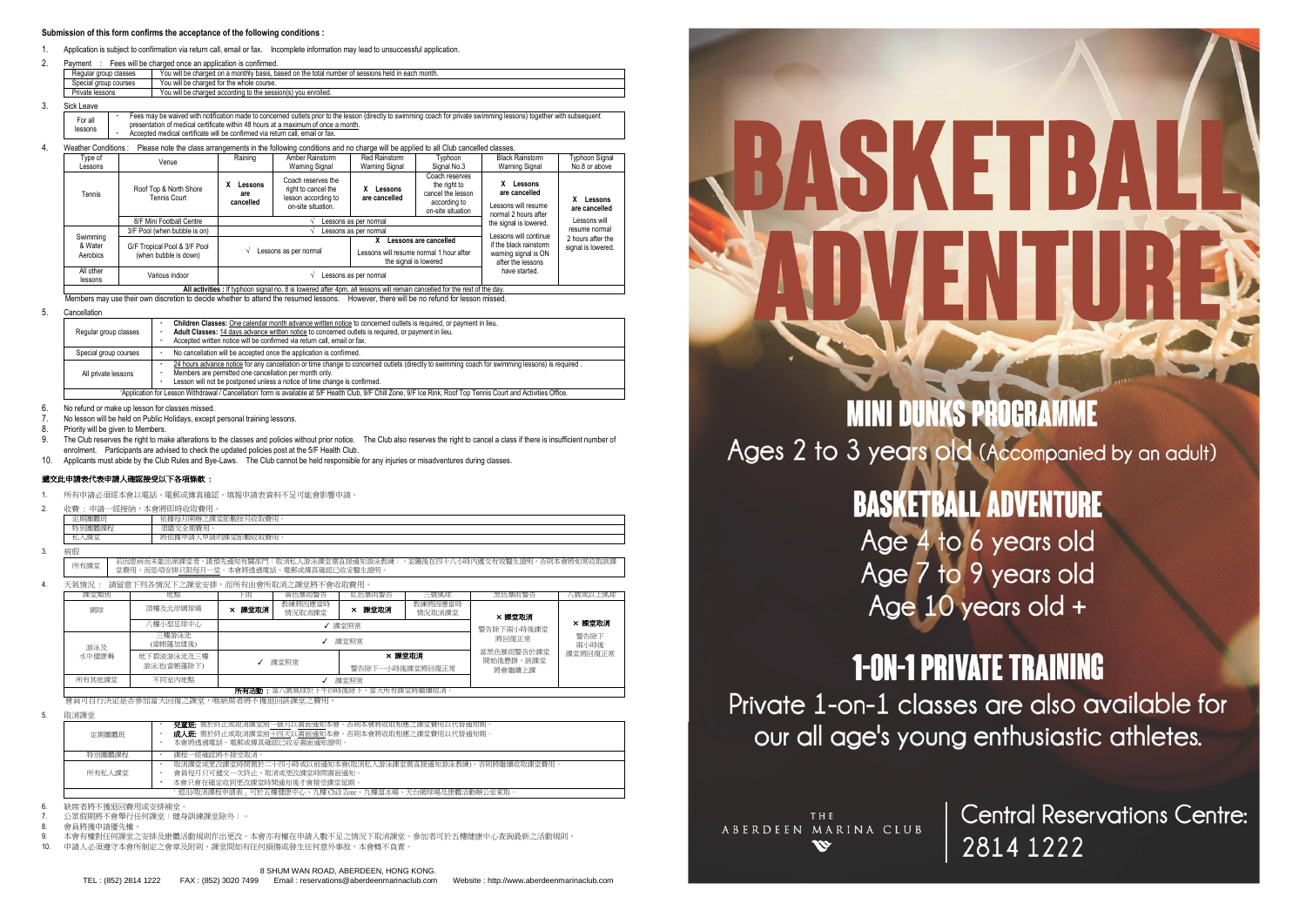**Submission of this form confirms the acceptance of the following conditions :**

1. Application is subject to confirmation via return call, email or fax. Incomplete information may lead to unsuccessful application.
2. Payment : Fees will be charged once an application is confirmed.

| Regular group classes | You will be charged on a monthly basis, based on the total number of sessions held in each month. |
|---|---|
| Special group courses | You will be charged for the whole course. |
| Private lessons | You will be charged according to the session(s) you enrolled. |

3. Sick Leave

| For all lessons | • Fees may be waived with notification made to concerned outlets prior to the lesson (directly to swimming coach for private swimming lessons) together with subsequent presentation of medical certificate within 48 hours at a maximum of once a month. • Accepted medical certificate will be confirmed via return call, email or fax. |
|---|---|

4. Weather Conditions : Please note the class arrangements in the following conditions and no charge will be applied to all Club cancelled classes.

| Type of Lessons | Venue | Raining | Amber Rainstorm Warning Signal | Red Rainstorm Warning Signal | Typhoon Signal No.3 | Black Rainstorm Warning Signal | Typhoon Signal No.8 or above |
|---|---|---|---|---|---|---|---|
| Tennis | Roof Top & North Shore Tennis Court | X Lessons are cancelled | Coach reserves the right to cancel the lesson according to on-site situation. | X Lessons are cancelled | Coach reserves the right to cancel the lesson according to on-site situation | X Lessons are cancelled. Lessons will resume normal 2 hours after the signal is lowered. | X Lessons are cancelled. Lessons will resume normal 2 hours after the signal is lowered. |
| | 8/F Mini Football Centre | √ Lessons as per normal | | | | | |
| Swimming & Water Aerobics | 3/F Pool (when bubble is on) | √ Lessons as per normal | | | | Lessons will continue if the black rainstorm warning signal is ON after the lessons have started. | |
| | G/F Tropical Pool & 3/F Pool (when bubble is down) | √ Lessons as per normal | | X Lessons are cancelled. Lessons will resume normal 1 hour after the signal is lowered | | | |
| All other lessons | Various indoor | √ Lessons as per normal | | | | | |
| **All activities :** If typhoon signal no. 8 is lowered after 4pm, all lessons will remain cancelled for the rest of the day. | | | | | | | |

Members may use their own discretion to decide whether to attend the resumed lessons. However, there will be no refund for lesson missed.

5. Cancellation

| Regular group classes | • **Children Classes:** One calendar month advance written notice to concerned outlets is required, or payment in lieu. • **Adult Classes:** 14 days advance written notice to concerned outlets is required, or payment in lieu. • Accepted written notice will be confirmed via return call, email or fax. |
|---|---|
| Special group courses | • No cancellation will be accepted once the application is confirmed. |
| All private lessons | • 24 hours advance notice for any cancellation or time change to concerned outlets (directly to swimming coach for swimming lessons) is required. • Members are permitted one cancellation per month only. • Lesson will not be postponed unless a notice of time change is confirmed. |
| 'Application for Lesson Withdrawal / Cancellation' form is available at 5/F Health Club, 9/F Chill Zone, 9/F Ice Rink, Roof Top Tennis Court and Activities Office. | |

6. No refund or make up lesson for classes missed.
7. No lesson will be held on Public Holidays, except personal training lessons.
8. Priority will be given to Members.
9. The Club reserves the right to make alterations to the classes and policies without prior notice. The Club also reserves the right to cancel a class if there is insufficient number of enrolment. Participants are advised to check the updated policies post at the 5/F Health Club.
10. Applicants must abide by the Club Rules and Bye-Laws. The Club cannot be held responsible for any injuries or misadventures during classes.

**遞交此申請表代表申請人確認接受以下各項條款：**

1. 所有申請必須經本會以電話、電郵或傳真確認。填報申請表資料不足可能會影響申請。
2. 收費：申請一經接納，本會將即時收取費用。

| 定期團體班 | 依據每月開辦之課堂節數按月收取費用。 |
|---|---|
| 特別團體課程 | 須繳交全期費用。 |
| 私人課堂 | 將依據申請人申請的課堂節數收取費用。 |

3. 病假

| 所有課堂 | 若因患病而未能出席課堂者，請預先通知有關部門（取消私人游泳課堂需直接通知游泳教練），並需在四十八小時內遞交有效醫生證明，否則本會將如常收取該課堂費用。而此項安排只限每月一堂。本會將透過電話、電郵或傳真確認已收妥醫生證明。 |
|---|---|

4. 天氣情況：請留意下列各情況下之課堂安排，而所有由會所取消之課堂將不會收取費用。

| 課堂類別 | 地點 | 下雨 | 黃色暴雨警告 | 紅色暴雨警告 | 三號風球 | 黑色暴雨警告 | 八號或以上風球 |
|---|---|---|---|---|---|---|---|
| 網球 | 頂樓及北岸網球場 | × 課堂取消 | 教練將因應當時情況取消課堂 | × 課堂取消 | 教練將因應當時情況取消課堂 | × 課堂取消。警告除下兩小時後課堂將回復正常 | × 課堂取消。警告除下兩小時後課堂將回復正常 |
| | 八樓小型足球中心 | ✓ 課堂照常 | | | | | |
| 游泳及水中健康舞 | 三樓游泳池（當帳篷加建後） | ✓ 課堂照常 | | | | 當黑色暴雨警告的課堂開始後懸掛，該課堂將會繼續上課 | |
| | 地下夏波游泳池及三樓游泳池(當帳篷除下) | ✓ 課堂照常 | | × 課堂取消。警告除下一小時後課堂將回復正常 | | | |
| 所有其他課堂 | 不同室內地點 | ✓ 課堂照常 | | | | | |
| **所有活動：**當八號風球於下午四時後除下，當天所有課堂將繼續取消。 | | | | | | | |

會員可自行決定是否參加當天回復之課堂，唯缺席者將不獲退回該課堂之費用。

5. 取消課堂

| 定期團體班 | • **兒童班:** 需於終止或取消課堂前一個月以書面通知本會，否則本會將收取相應之課堂費用以代替通知期。 • **成人班:** 需於終止或取消課堂前十四天以書面通知本會，否則本會將收取相應之課堂費用以代替通知期。 • 本會將透過電話、電郵或傳真確認已收妥書面通知證明。 |
|---|---|
| 特別團體課程 | • 課程一經確認將不接受取消。 |
| 所有私人課堂 | • 取消課堂或更改課堂時間需於二十四小時前以通知本會(取消私人游泳課堂需直接通知游泳教練)，否則將繼續收取課堂費用。 • 會員每月只可遞交一次終止、取消或更改課堂時間書面通知。 • 本會只會在確定收到更改課堂時間通知後才會接受課堂延期。 |
| 「退出/取消課程申請表」可於五樓健康中心、九樓 Chill Zone、九樓溜冰場、天台網球場及康體活動部公室索取。 | |

6. 缺席者將不獲退回費用或安排補堂。
7. 公眾假期將不會舉行任何課堂（健身訓練課堂除外）。
8. 會員將獲申請優先權。
9. 本會有權對任何課堂之安排及康體活動規則作出更改。本會亦有權在申請人數不足之情況下取消課堂。參加者可於五樓健康中心查詢最新之活動規則。
10. 申請人必須遵守本會所制定之會章及附則。課堂間如有任何損傷或發生任何意外事故，本會概不負責。

8 SHUM WAN ROAD, ABERDEEN, HONG KONG.

TEL : (852) 2814 1222 FAX : (852) 3020 7499 Email : reservations@aberdeenmarinaclub.com Website : http://www.aberdeenmarinaclub.com

# BASKETBALL ADVENTURE

## MINI DUNKS PROGRAMME

Ages 2 to 3 years old (Accompanied by an adult)

## BASKETBALL ADVENTURE

Age 4 to 6 years old

Age 7 to 9 years old

Age 10 years old +

## 1-ON-1 PRIVATE TRAINING

Private 1-on-1 classes are also available for our all age's young enthusiastic athletes.

THE ABERDEEN MARINA CLUB

Central Reservations Centre: 2814 1222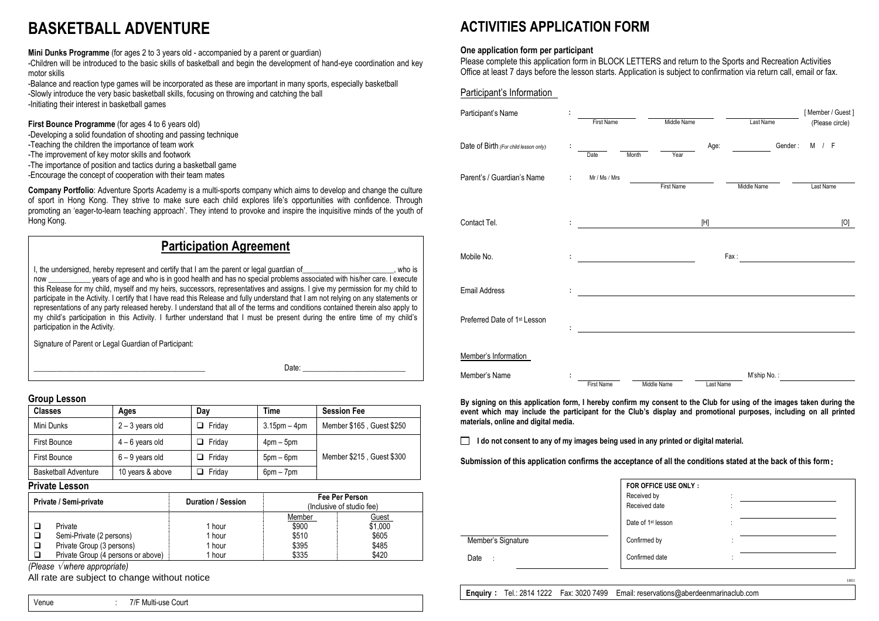# BASKETBALL ADVENTURE

**Mini Dunks Programme** (for ages 2 to 3 years old - accompanied by a parent or guardian)

-Children will be introduced to the basic skills of basketball and begin the development of hand-eye coordination and key motor skills

-Balance and reaction type games will be incorporated as these are important in many sports, especially basketball

-Slowly introduce the very basic basketball skills, focusing on throwing and catching the ball

-Initiating their interest in basketball games

**First Bounce Programme** (for ages 4 to 6 years old)

-Developing a solid foundation of shooting and passing technique

-Teaching the children the importance of team work

-The improvement of key motor skills and footwork

-The importance of position and tactics during a basketball game

-Encourage the concept of cooperation with their team mates

**Company Portfolio**: Adventure Sports Academy is a multi-sports company which aims to develop and change the culture of sport in Hong Kong. They strive to make sure each child explores life's opportunities with confidence. Through promoting an 'eager-to-learn teaching approach'. They intend to provoke and inspire the inquisitive minds of the youth of Hong Kong.

## Participation Agreement

I, the undersigned, hereby represent and certify that I am the parent or legal guardian of________________________, who is now ___________ years of age and who is in good health and has no special problems associated with his/her care. I execute this Release for my child, myself and my heirs, successors, representatives and assigns. I give my permission for my child to participate in the Activity. I certify that I have read this Release and fully understand that I am not relying on any statements or representations of any party released hereby. I understand that all of the terms and conditions contained therein also apply to my child's participation in this Activity. I further understand that I must be present during the entire time of my child's participation in the Activity.

Signature of Parent or Legal Guardian of Participant:

_____________________________________________ Date: ___________________________

### Group Lesson

| Classes | Ages | Day | Time | Session Fee |
|---|---|---|---|---|
| Mini Dunks | 2 – 3 years old | ❑ Friday | 3.15pm – 4pm | Member $165 , Guest $250 |
| First Bounce | 4 – 6 years old | ❑ Friday | 4pm – 5pm | Member $215 , Guest $300 |
| First Bounce | 6 – 9 years old | ❑ Friday | 5pm – 6pm | |
| Basketball Adventure | 10 years & above | ❑ Friday | 6pm – 7pm | |

### Private Lesson

| Private / Semi-private | Duration / Session | Fee Per Person (Inclusive of studio fee) | |
|---|---|---|---|
| | | Member | Guest |
| ❑ Private | 1 hour | $900 | $1,000 |
| ❑ Semi-Private (2 persons) | 1 hour | $510 | $605 |
| ❑ Private Group (3 persons) | 1 hour | $395 | $485 |
| ❑ Private Group (4 persons or above) | 1 hour | $335 | $420 |

*(Please √ where appropriate)*

All rate are subject to change without notice

Venue : 7/F Multi-use Court

# ACTIVITIES APPLICATION FORM

**One application form per participant**

Please complete this application form in BLOCK LETTERS and return to the Sports and Recreation Activities Office at least 7 days before the lesson starts. Application is subject to confirmation via return call, email or fax.

Participant's Information

Participant's Name : ____________ First Name ____________ Middle Name ____________ Last Name [ Member / Guest ] (Please circle)

Date of Birth *(For child lesson only)* : ______ Date ______ Month ______ Year Age: ________ Gender : M / F

Parent's / Guardian's Name : Mr / Ms / Mrs ____________ First Name ____________ Middle Name ____________ Last Name

Contact Tel. : ______________________________ [H] ______________________________ [O]

Mobile No. : ______________________________ Fax : ______________________________

Email Address : ____________________________________________________________

Preferred Date of 1st Lesson : ____________________________________________________________

Member's Information

Member's Name : ____________ First Name ____________ Middle Name ____________ Last Name M'ship No. : ____________

**By signing on this application form, I hereby confirm my consent to the Club for using of the images taken during the event which may include the participant for the Club's display and promotional purposes, including on all printed materials, online and digital media.**

☐ **I do not consent to any of my images being used in any printed or digital material.**

**Submission of this application confirms the acceptance of all the conditions stated at the back of this form：**

____________________
Member's Signature

Date : ____________________

**FOR OFFICE USE ONLY :**

Received by : ____________________

Received date : ____________________

Date of 1st lesson : ____________________

Confirmed by : ____________________

Confirmed date : ____________________

1801

**Enquiry :** Tel.: 2814 1222 Fax: 3020 7499 Email: reservations@aberdeenmarinaclub.com